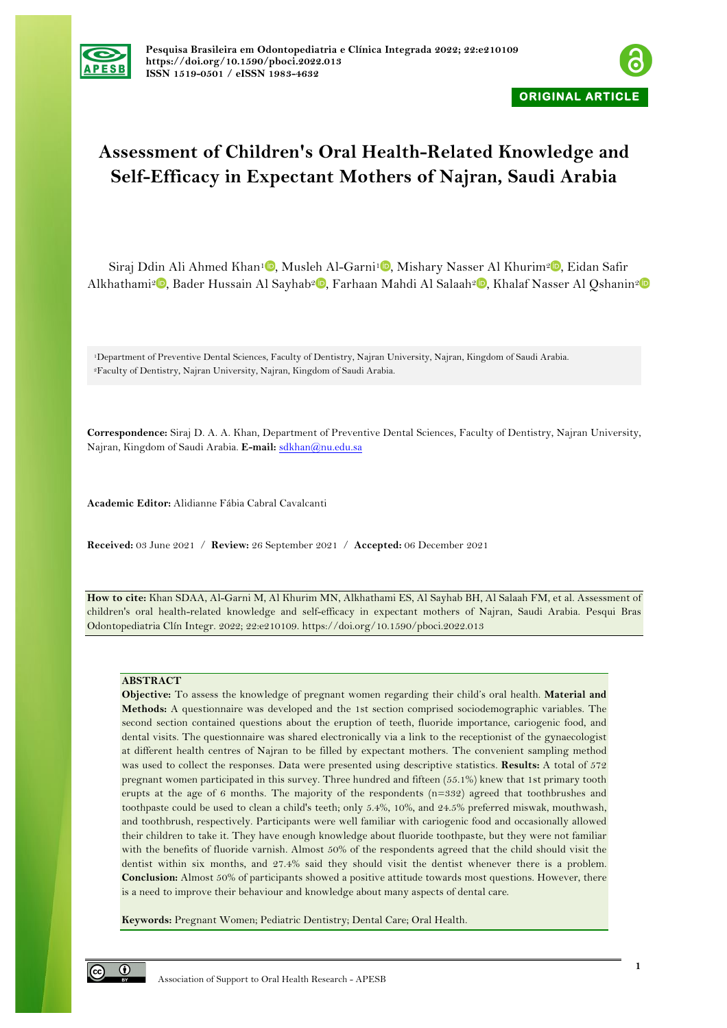Pesquisa Brasileira em Odontopediatria e Clínica Integrada 2022; 22:e210109
https://doi.org/10.1590/pboci.2022.013
ISSN 1519-0501 / eISSN 1983-4632

ORIGINAL ARTICLE

# Assessment of Children's Oral Health-Related Knowledge and Self-Efficacy in Expectant Mothers of Najran, Saudi Arabia

Siraj Ddin Ali Ahmed Khan[1], Musleh Al-Garni[1], Mishary Nasser Al Khurim[2], Eidan Safir Alkhathami[2], Bader Hussain Al Sayhab[2], Farhaan Mahdi Al Salaah[2], Khalaf Nasser Al Qshanin[2]

[1]Department of Preventive Dental Sciences, Faculty of Dentistry, Najran University, Najran, Kingdom of Saudi Arabia.
[2]Faculty of Dentistry, Najran University, Najran, Kingdom of Saudi Arabia.

**Correspondence:** Siraj D. A. A. Khan, Department of Preventive Dental Sciences, Faculty of Dentistry, Najran University, Najran, Kingdom of Saudi Arabia. **E-mail:** sdkhan@nu.edu.sa

**Academic Editor:** Alidianne Fábia Cabral Cavalcanti

**Received:** 03 June 2021 / **Review:** 26 September 2021 / **Accepted:** 06 December 2021

**How to cite:** Khan SDAA, Al-Garni M, Al Khurim MN, Alkhathami ES, Al Sayhab BH, Al Salaah FM, et al. Assessment of children's oral health-related knowledge and self-efficacy in expectant mothers of Najran, Saudi Arabia. Pesqui Bras Odontopediatria Clín Integr. 2022; 22:e210109. https://doi.org/10.1590/pboci.2022.013

## ABSTRACT

**Objective:** To assess the knowledge of pregnant women regarding their child's oral health. **Material and Methods:** A questionnaire was developed and the 1st section comprised sociodemographic variables. The second section contained questions about the eruption of teeth, fluoride importance, cariogenic food, and dental visits. The questionnaire was shared electronically via a link to the receptionist of the gynaecologist at different health centres of Najran to be filled by expectant mothers. The convenient sampling method was used to collect the responses. Data were presented using descriptive statistics. **Results:** A total of 572 pregnant women participated in this survey. Three hundred and fifteen (55.1%) knew that 1st primary tooth erupts at the age of 6 months. The majority of the respondents (n=332) agreed that toothbrushes and toothpaste could be used to clean a child's teeth; only 5.4%, 10%, and 24.5% preferred miswak, mouthwash, and toothbrush, respectively. Participants were well familiar with cariogenic food and occasionally allowed their children to take it. They have enough knowledge about fluoride toothpaste, but they were not familiar with the benefits of fluoride varnish. Almost 50% of the respondents agreed that the child should visit the dentist within six months, and 27.4% said they should visit the dentist whenever there is a problem. **Conclusion:** Almost 50% of participants showed a positive attitude towards most questions. However, there is a need to improve their behaviour and knowledge about many aspects of dental care.

**Keywords:** Pregnant Women; Pediatric Dentistry; Dental Care; Oral Health.

Association of Support to Oral Health Research - APESB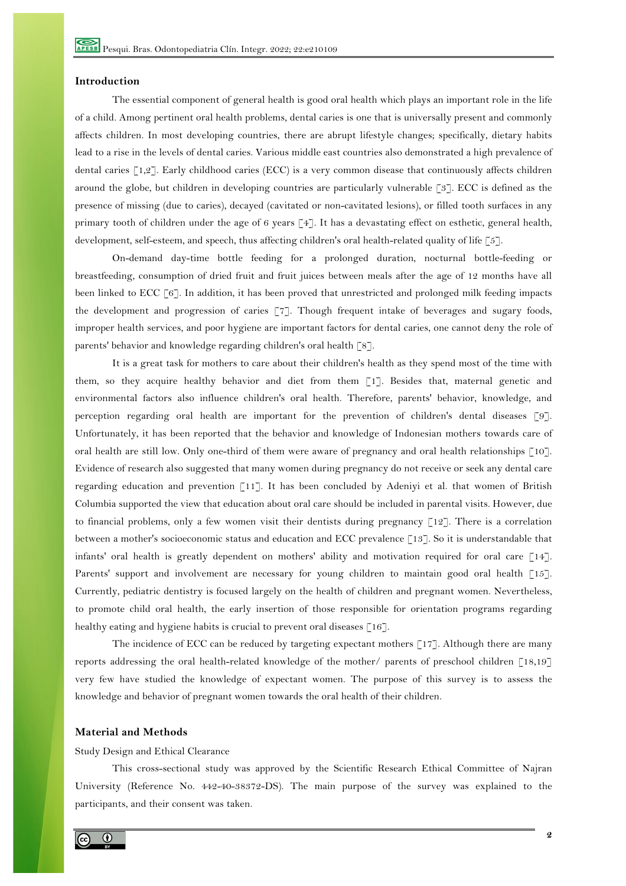## Introduction

The essential component of general health is good oral health which plays an important role in the life of a child. Among pertinent oral health problems, dental caries is one that is universally present and commonly affects children. In most developing countries, there are abrupt lifestyle changes; specifically, dietary habits lead to a rise in the levels of dental caries. Various middle east countries also demonstrated a high prevalence of dental caries [1,2]. Early childhood caries (ECC) is a very common disease that continuously affects children around the globe, but children in developing countries are particularly vulnerable [3]. ECC is defined as the presence of missing (due to caries), decayed (cavitated or non-cavitated lesions), or filled tooth surfaces in any primary tooth of children under the age of 6 years [4]. It has a devastating effect on esthetic, general health, development, self-esteem, and speech, thus affecting children's oral health-related quality of life [5].

On-demand day-time bottle feeding for a prolonged duration, nocturnal bottle-feeding or breastfeeding, consumption of dried fruit and fruit juices between meals after the age of 12 months have all been linked to ECC [6]. In addition, it has been proved that unrestricted and prolonged milk feeding impacts the development and progression of caries [7]. Though frequent intake of beverages and sugary foods, improper health services, and poor hygiene are important factors for dental caries, one cannot deny the role of parents' behavior and knowledge regarding children's oral health [8].

It is a great task for mothers to care about their children's health as they spend most of the time with them, so they acquire healthy behavior and diet from them [1]. Besides that, maternal genetic and environmental factors also influence children's oral health. Therefore, parents' behavior, knowledge, and perception regarding oral health are important for the prevention of children's dental diseases [9]. Unfortunately, it has been reported that the behavior and knowledge of Indonesian mothers towards care of oral health are still low. Only one-third of them were aware of pregnancy and oral health relationships [10]. Evidence of research also suggested that many women during pregnancy do not receive or seek any dental care regarding education and prevention [11]. It has been concluded by Adeniyi et al. that women of British Columbia supported the view that education about oral care should be included in parental visits. However, due to financial problems, only a few women visit their dentists during pregnancy [12]. There is a correlation between a mother's socioeconomic status and education and ECC prevalence [13]. So it is understandable that infants' oral health is greatly dependent on mothers' ability and motivation required for oral care [14]. Parents' support and involvement are necessary for young children to maintain good oral health [15]. Currently, pediatric dentistry is focused largely on the health of children and pregnant women. Nevertheless, to promote child oral health, the early insertion of those responsible for orientation programs regarding healthy eating and hygiene habits is crucial to prevent oral diseases [16].

The incidence of ECC can be reduced by targeting expectant mothers [17]. Although there are many reports addressing the oral health-related knowledge of the mother/ parents of preschool children [18,19] very few have studied the knowledge of expectant women. The purpose of this survey is to assess the knowledge and behavior of pregnant women towards the oral health of their children.

## Material and Methods

### Study Design and Ethical Clearance

This cross-sectional study was approved by the Scientific Research Ethical Committee of Najran University (Reference No. 442-40-38372-DS). The main purpose of the survey was explained to the participants, and their consent was taken.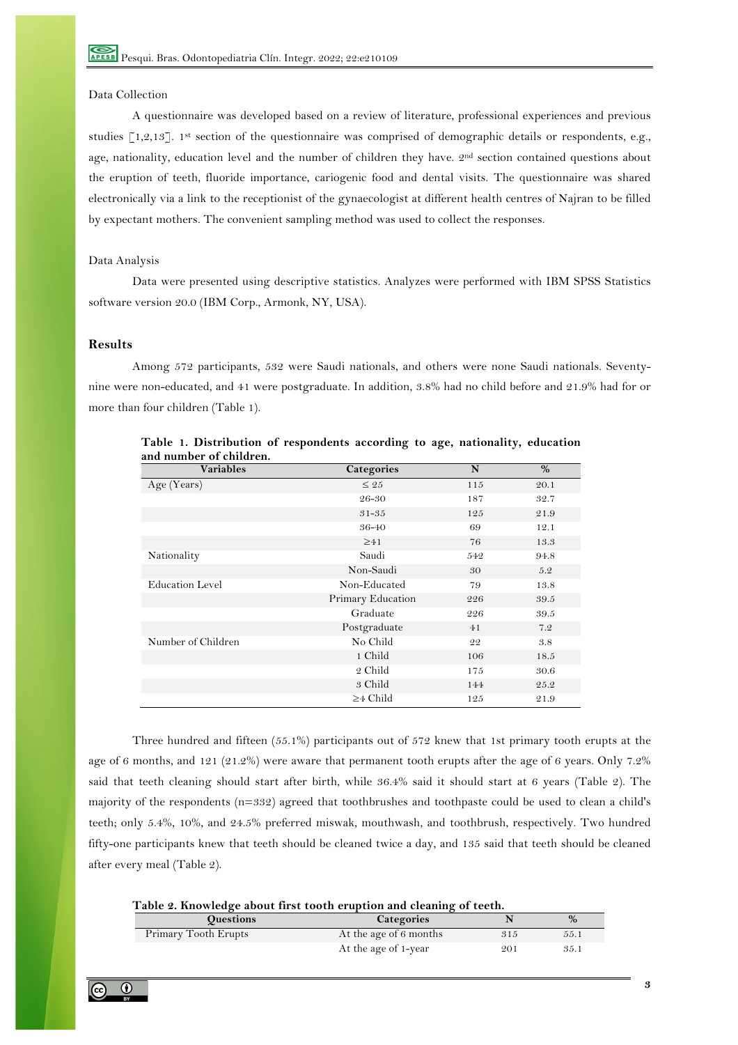Data Collection

A questionnaire was developed based on a review of literature, professional experiences and previous studies [1,2,13]. 1st section of the questionnaire was comprised of demographic details or respondents, e.g., age, nationality, education level and the number of children they have. 2nd section contained questions about the eruption of teeth, fluoride importance, cariogenic food and dental visits. The questionnaire was shared electronically via a link to the receptionist of the gynaecologist at different health centres of Najran to be filled by expectant mothers. The convenient sampling method was used to collect the responses.

Data Analysis

Data were presented using descriptive statistics. Analyzes were performed with IBM SPSS Statistics software version 20.0 (IBM Corp., Armonk, NY, USA).

## Results

Among 572 participants, 532 were Saudi nationals, and others were none Saudi nationals. Seventy-nine were non-educated, and 41 were postgraduate. In addition, 3.8% had no child before and 21.9% had for or more than four children (Table 1).

**Table 1. Distribution of respondents according to age, nationality, education and number of children.**

| Variables | Categories | N | % |
|---|---|---|---|
| Age (Years) | ≤ 25 | 115 | 20.1 |
| | 26-30 | 187 | 32.7 |
| | 31-35 | 125 | 21.9 |
| | 36-40 | 69 | 12.1 |
| | ≥41 | 76 | 13.3 |
| Nationality | Saudi | 542 | 94.8 |
| | Non-Saudi | 30 | 5.2 |
| Education Level | Non-Educated | 79 | 13.8 |
| | Primary Education | 226 | 39.5 |
| | Graduate | 226 | 39.5 |
| | Postgraduate | 41 | 7.2 |
| Number of Children | No Child | 22 | 3.8 |
| | 1 Child | 106 | 18.5 |
| | 2 Child | 175 | 30.6 |
| | 3 Child | 144 | 25.2 |
| | ≥4 Child | 125 | 21.9 |

Three hundred and fifteen (55.1%) participants out of 572 knew that 1st primary tooth erupts at the age of 6 months, and 121 (21.2%) were aware that permanent tooth erupts after the age of 6 years. Only 7.2% said that teeth cleaning should start after birth, while 36.4% said it should start at 6 years (Table 2). The majority of the respondents (n=332) agreed that toothbrushes and toothpaste could be used to clean a child's teeth; only 5.4%, 10%, and 24.5% preferred miswak, mouthwash, and toothbrush, respectively. Two hundred fifty-one participants knew that teeth should be cleaned twice a day, and 135 said that teeth should be cleaned after every meal (Table 2).

**Table 2. Knowledge about first tooth eruption and cleaning of teeth.**

| Questions | Categories | N | % |
|---|---|---|---|
| Primary Tooth Erupts | At the age of 6 months | 315 | 55.1 |
| | At the age of 1-year | 201 | 35.1 |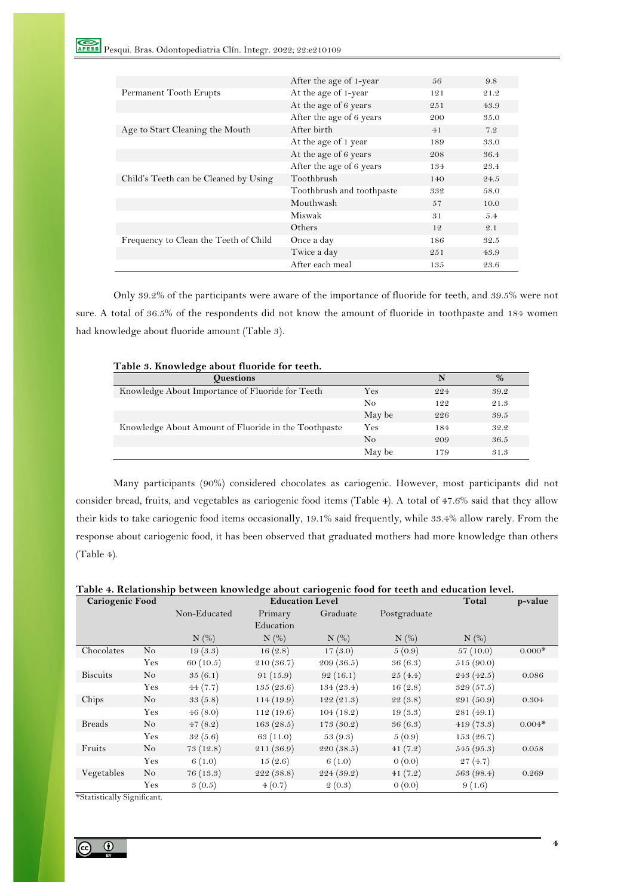| | | | |
|---|---|---|---|
| | After the age of 1-year | 56 | 9.8 |
| Permanent Tooth Erupts | At the age of 1-year | 121 | 21.2 |
| | At the age of 6 years | 251 | 43.9 |
| | After the age of 6 years | 200 | 35.0 |
| Age to Start Cleaning the Mouth | After birth | 41 | 7.2 |
| | At the age of 1 year | 189 | 33.0 |
| | At the age of 6 years | 208 | 36.4 |
| | After the age of 6 years | 134 | 23.4 |
| Child's Teeth can be Cleaned by Using | Toothbrush | 140 | 24.5 |
| | Toothbrush and toothpaste | 332 | 58.0 |
| | Mouthwash | 57 | 10.0 |
| | Miswak | 31 | 5.4 |
| | Others | 12 | 2.1 |
| Frequency to Clean the Teeth of Child | Once a day | 186 | 32.5 |
| | Twice a day | 251 | 43.9 |
| | After each meal | 135 | 23.6 |

Only 39.2% of the participants were aware of the importance of fluoride for teeth, and 39.5% were not sure. A total of 36.5% of the respondents did not know the amount of fluoride in toothpaste and 184 women had knowledge about fluoride amount (Table 3).

**Table 3. Knowledge about fluoride for teeth.**

| Questions | | N | % |
|---|---|---|---|
| Knowledge About Importance of Fluoride for Teeth | Yes | 224 | 39.2 |
| | No | 122 | 21.3 |
| | May be | 226 | 39.5 |
| Knowledge About Amount of Fluoride in the Toothpaste | Yes | 184 | 32.2 |
| | No | 209 | 36.5 |
| | May be | 179 | 31.3 |

Many participants (90%) considered chocolates as cariogenic. However, most participants did not consider bread, fruits, and vegetables as cariogenic food items (Table 4). A total of 47.6% said that they allow their kids to take cariogenic food items occasionally, 19.1% said frequently, while 33.4% allow rarely. From the response about cariogenic food, it has been observed that graduated mothers had more knowledge than others (Table 4).

**Table 4. Relationship between knowledge about cariogenic food for teeth and education level.**

| Cariogenic Food | | Education Level | | | | Total | p-value |
|---|---|---|---|---|---|---|---|
| | | Non-Educated | Primary Education | Graduate | Postgraduate | | |
| | | N (%) | N (%) | N (%) | N (%) | N (%) | |
| Chocolates | No | 19 (3.3) | 16 (2.8) | 17 (3.0) | 5 (0.9) | 57 (10.0) | 0.000* |
| | Yes | 60 (10.5) | 210 (36.7) | 209 (36.5) | 36 (6.3) | 515 (90.0) | |
| Biscuits | No | 35 (6.1) | 91 (15.9) | 92 (16.1) | 25 (4.4) | 243 (42.5) | 0.086 |
| | Yes | 44 (7.7) | 135 (23.6) | 134 (23.4) | 16 (2.8) | 329 (57.5) | |
| Chips | No | 33 (5.8) | 114 (19.9) | 122 (21.3) | 22 (3.8) | 291 (50.9) | 0.304 |
| | Yes | 46 (8.0) | 112 (19.6) | 104 (18.2) | 19 (3.3) | 281 (49.1) | |
| Breads | No | 47 (8.2) | 163 (28.5) | 173 (30.2) | 36 (6.3) | 419 (73.3) | 0.004* |
| | Yes | 32 (5.6) | 63 (11.0) | 53 (9.3) | 5 (0.9) | 153 (26.7) | |
| Fruits | No | 73 (12.8) | 211 (36.9) | 220 (38.5) | 41 (7.2) | 545 (95.3) | 0.058 |
| | Yes | 6 (1.0) | 15 (2.6) | 6 (1.0) | 0 (0.0) | 27 (4.7) | |
| Vegetables | No | 76 (13.3) | 222 (38.8) | 224 (39.2) | 41 (7.2) | 563 (98.4) | 0.269 |
| | Yes | 3 (0.5) | 4 (0.7) | 2 (0.3) | 0 (0.0) | 9 (1.6) | |

*Statistically Significant.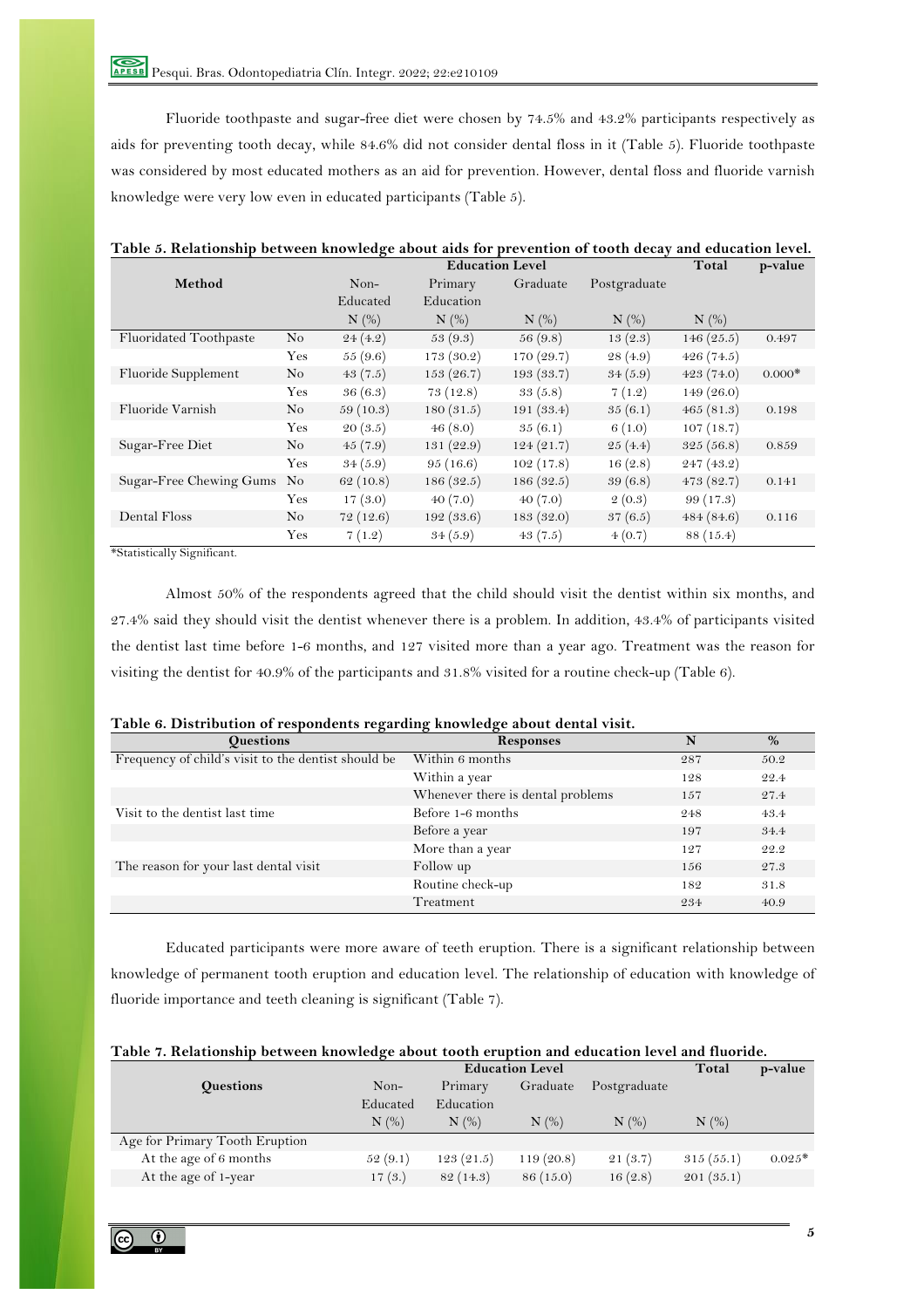Fluoride toothpaste and sugar-free diet were chosen by 74.5% and 43.2% participants respectively as aids for preventing tooth decay, while 84.6% did not consider dental floss in it (Table 5). Fluoride toothpaste was considered by most educated mothers as an aid for prevention. However, dental floss and fluoride varnish knowledge were very low even in educated participants (Table 5).

**Table 5. Relationship between knowledge about aids for prevention of tooth decay and education level.**

| Method | | Education Level | | | | Total | p-value |
|---|---|---|---|---|---|---|---|
| | | Non-Educated | Primary Education | Graduate | Postgraduate | | |
| | | N (%) | N (%) | N (%) | N (%) | N (%) | |
| Fluoridated Toothpaste | No | 24 (4.2) | 53 (9.3) | 56 (9.8) | 13 (2.3) | 146 (25.5) | 0.497 |
| | Yes | 55 (9.6) | 173 (30.2) | 170 (29.7) | 28 (4.9) | 426 (74.5) | |
| Fluoride Supplement | No | 43 (7.5) | 153 (26.7) | 193 (33.7) | 34 (5.9) | 423 (74.0) | 0.000* |
| | Yes | 36 (6.3) | 73 (12.8) | 33 (5.8) | 7 (1.2) | 149 (26.0) | |
| Fluoride Varnish | No | 59 (10.3) | 180 (31.5) | 191 (33.4) | 35 (6.1) | 465 (81.3) | 0.198 |
| | Yes | 20 (3.5) | 46 (8.0) | 35 (6.1) | 6 (1.0) | 107 (18.7) | |
| Sugar-Free Diet | No | 45 (7.9) | 131 (22.9) | 124 (21.7) | 25 (4.4) | 325 (56.8) | 0.859 |
| | Yes | 34 (5.9) | 95 (16.6) | 102 (17.8) | 16 (2.8) | 247 (43.2) | |
| Sugar-Free Chewing Gums | No | 62 (10.8) | 186 (32.5) | 186 (32.5) | 39 (6.8) | 473 (82.7) | 0.141 |
| | Yes | 17 (3.0) | 40 (7.0) | 40 (7.0) | 2 (0.3) | 99 (17.3) | |
| Dental Floss | No | 72 (12.6) | 192 (33.6) | 183 (32.0) | 37 (6.5) | 484 (84.6) | 0.116 |
| | Yes | 7 (1.2) | 34 (5.9) | 43 (7.5) | 4 (0.7) | 88 (15.4) | |

*Statistically Significant.

Almost 50% of the respondents agreed that the child should visit the dentist within six months, and 27.4% said they should visit the dentist whenever there is a problem. In addition, 43.4% of participants visited the dentist last time before 1-6 months, and 127 visited more than a year ago. Treatment was the reason for visiting the dentist for 40.9% of the participants and 31.8% visited for a routine check-up (Table 6).

**Table 6. Distribution of respondents regarding knowledge about dental visit.**

| Questions | Responses | N | % |
|---|---|---|---|
| Frequency of child's visit to the dentist should be | Within 6 months | 287 | 50.2 |
| | Within a year | 128 | 22.4 |
| | Whenever there is dental problems | 157 | 27.4 |
| Visit to the dentist last time | Before 1-6 months | 248 | 43.4 |
| | Before a year | 197 | 34.4 |
| | More than a year | 127 | 22.2 |
| The reason for your last dental visit | Follow up | 156 | 27.3 |
| | Routine check-up | 182 | 31.8 |
| | Treatment | 234 | 40.9 |

Educated participants were more aware of teeth eruption. There is a significant relationship between knowledge of permanent tooth eruption and education level. The relationship of education with knowledge of fluoride importance and teeth cleaning is significant (Table 7).

**Table 7. Relationship between knowledge about tooth eruption and education level and fluoride.**

| Questions | Education Level | | | | Total | p-value |
|---|---|---|---|---|---|---|
| | Non-Educated | Primary Education | Graduate | Postgraduate | | |
| | N (%) | N (%) | N (%) | N (%) | N (%) | |
| Age for Primary Tooth Eruption | | | | | | |
| At the age of 6 months | 52 (9.1) | 123 (21.5) | 119 (20.8) | 21 (3.7) | 315 (55.1) | 0.025* |
| At the age of 1-year | 17 (3.) | 82 (14.3) | 86 (15.0) | 16 (2.8) | 201 (35.1) | |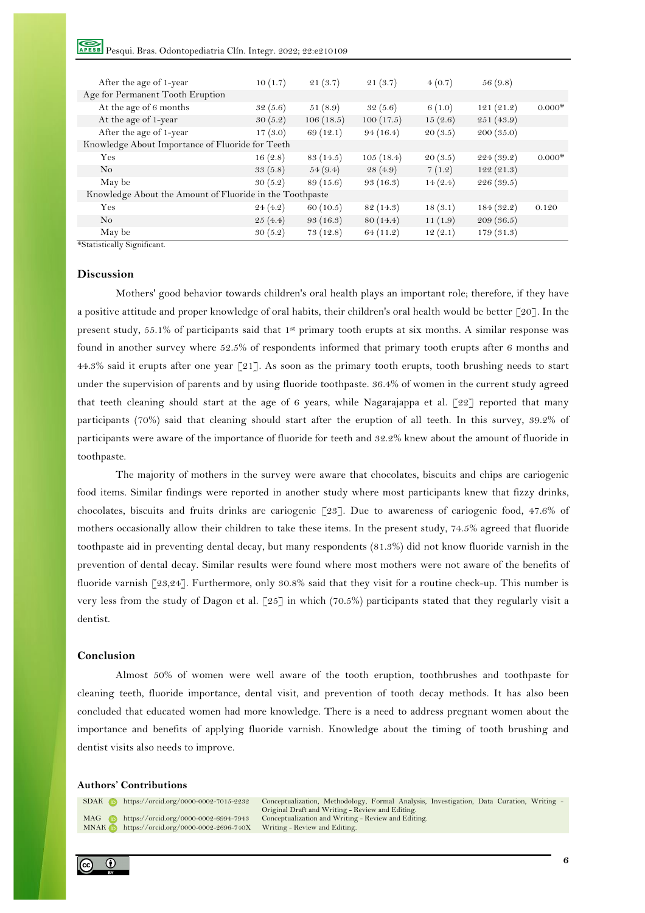| | | | | | | |
|---|---|---|---|---|---|---|
| After the age of 1-year | 10 (1.7) | 21 (3.7) | 21 (3.7) | 4 (0.7) | 56 (9.8) | |
| Age for Permanent Tooth Eruption | | | | | | |
| At the age of 6 months | 32 (5.6) | 51 (8.9) | 32 (5.6) | 6 (1.0) | 121 (21.2) | 0.000* |
| At the age of 1-year | 30 (5.2) | 106 (18.5) | 100 (17.5) | 15 (2.6) | 251 (43.9) | |
| After the age of 1-year | 17 (3.0) | 69 (12.1) | 94 (16.4) | 20 (3.5) | 200 (35.0) | |
| Knowledge About Importance of Fluoride for Teeth | | | | | | |
| Yes | 16 (2.8) | 83 (14.5) | 105 (18.4) | 20 (3.5) | 224 (39.2) | 0.000* |
| No | 33 (5.8) | 54 (9.4) | 28 (4.9) | 7 (1.2) | 122 (21.3) | |
| May be | 30 (5.2) | 89 (15.6) | 93 (16.3) | 14 (2.4) | 226 (39.5) | |
| Knowledge About the Amount of Fluoride in the Toothpaste | | | | | | |
| Yes | 24 (4.2) | 60 (10.5) | 82 (14.3) | 18 (3.1) | 184 (32.2) | 0.120 |
| No | 25 (4.4) | 93 (16.3) | 80 (14.4) | 11 (1.9) | 209 (36.5) | |
| May be | 30 (5.2) | 73 (12.8) | 64 (11.2) | 12 (2.1) | 179 (31.3) | |

*Statistically Significant.

## Discussion

Mothers' good behavior towards children's oral health plays an important role; therefore, if they have a positive attitude and proper knowledge of oral habits, their children's oral health would be better [20]. In the present study, 55.1% of participants said that 1st primary tooth erupts at six months. A similar response was found in another survey where 52.5% of respondents informed that primary tooth erupts after 6 months and 44.3% said it erupts after one year [21]. As soon as the primary tooth erupts, tooth brushing needs to start under the supervision of parents and by using fluoride toothpaste. 36.4% of women in the current study agreed that teeth cleaning should start at the age of 6 years, while Nagarajappa et al. [22] reported that many participants (70%) said that cleaning should start after the eruption of all teeth. In this survey, 39.2% of participants were aware of the importance of fluoride for teeth and 32.2% knew about the amount of fluoride in toothpaste.

The majority of mothers in the survey were aware that chocolates, biscuits and chips are cariogenic food items. Similar findings were reported in another study where most participants knew that fizzy drinks, chocolates, biscuits and fruits drinks are cariogenic [23]. Due to awareness of cariogenic food, 47.6% of mothers occasionally allow their children to take these items. In the present study, 74.5% agreed that fluoride toothpaste aid in preventing dental decay, but many respondents (81.3%) did not know fluoride varnish in the prevention of dental decay. Similar results were found where most mothers were not aware of the benefits of fluoride varnish [23,24]. Furthermore, only 30.8% said that they visit for a routine check-up. This number is very less from the study of Dagon et al. [25] in which (70.5%) participants stated that they regularly visit a dentist.

## Conclusion

Almost 50% of women were well aware of the tooth eruption, toothbrushes and toothpaste for cleaning teeth, fluoride importance, dental visit, and prevention of tooth decay methods. It has also been concluded that educated women had more knowledge. There is a need to address pregnant women about the importance and benefits of applying fluoride varnish. Knowledge about the timing of tooth brushing and dentist visits also needs to improve.

### Authors' Contributions

| | | |
|---|---|---|
| SDAK | https://orcid.org/0000-0002-7015-2232 | Conceptualization, Methodology, Formal Analysis, Investigation, Data Curation, Writing - Original Draft and Writing - Review and Editing. |
| MAG | https://orcid.org/0000-0002-6994-7943 | Conceptualization and Writing - Review and Editing. |
| MNAK | https://orcid.org/0000-0002-2696-740X | Writing - Review and Editing. |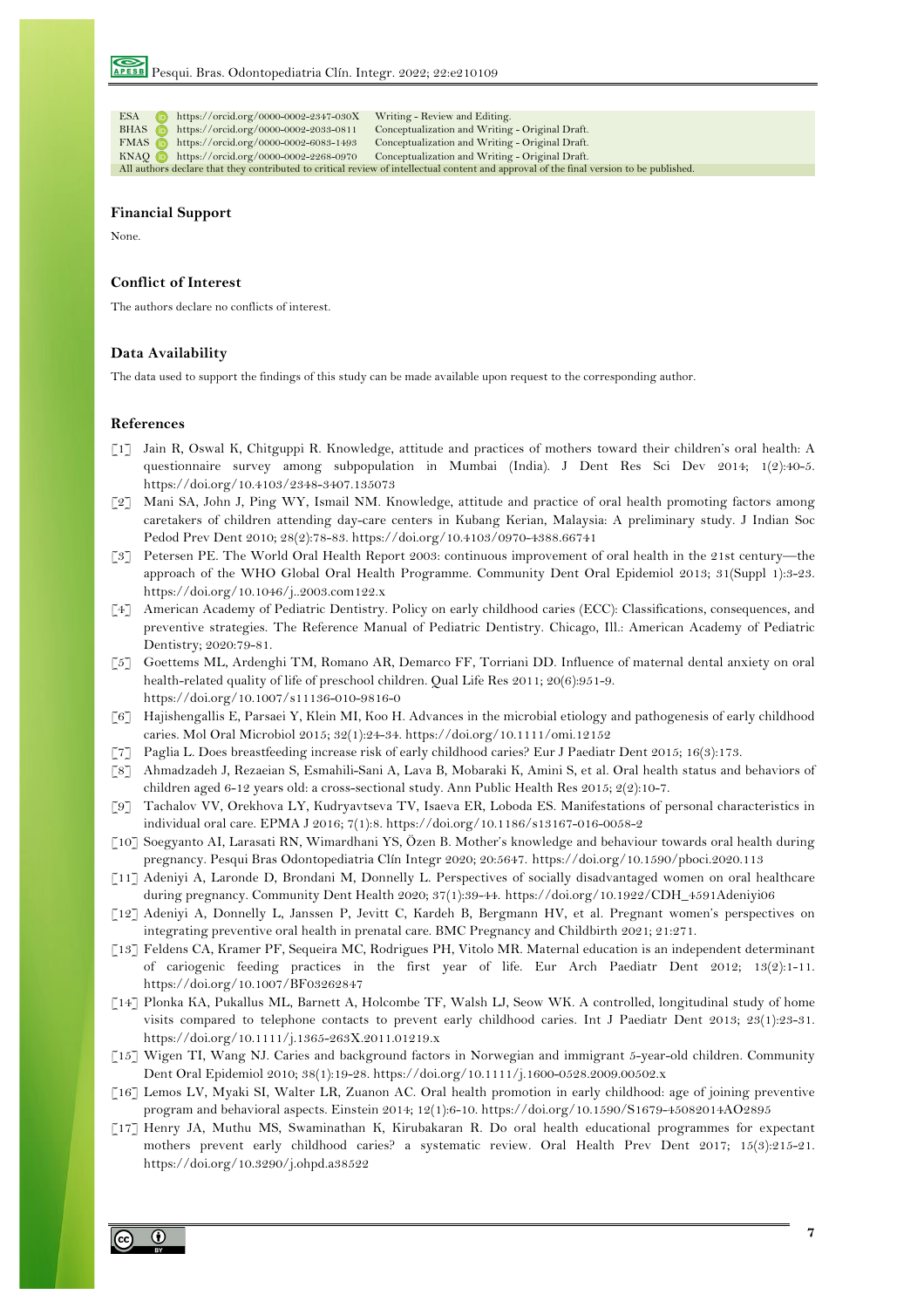| | | |
|---|---|---|
| ESA | https://orcid.org/0000-0002-2347-030X | Writing - Review and Editing. |
| BHAS | https://orcid.org/0000-0002-2033-0811 | Conceptualization and Writing - Original Draft. |
| FMAS | https://orcid.org/0000-0002-6083-1493 | Conceptualization and Writing - Original Draft. |
| KNAQ | https://orcid.org/0000-0002-2268-0970 | Conceptualization and Writing - Original Draft. |

All authors declare that they contributed to critical review of intellectual content and approval of the final version to be published.

## Financial Support

None.

## Conflict of Interest

The authors declare no conflicts of interest.

## Data Availability

The data used to support the findings of this study can be made available upon request to the corresponding author.

## References

[1] Jain R, Oswal K, Chitguppi R. Knowledge, attitude and practices of mothers toward their children's oral health: A questionnaire survey among subpopulation in Mumbai (India). J Dent Res Sci Dev 2014; 1(2):40-5. https://doi.org/10.4103/2348-3407.135073

[2] Mani SA, John J, Ping WY, Ismail NM. Knowledge, attitude and practice of oral health promoting factors among caretakers of children attending day-care centers in Kubang Kerian, Malaysia: A preliminary study. J Indian Soc Pedod Prev Dent 2010; 28(2):78-83. https://doi.org/10.4103/0970-4388.66741

[3] Petersen PE. The World Oral Health Report 2003: continuous improvement of oral health in the 21st century—the approach of the WHO Global Oral Health Programme. Community Dent Oral Epidemiol 2013; 31(Suppl 1):3-23. https://doi.org/10.1046/j..2003.com122.x

[4] American Academy of Pediatric Dentistry. Policy on early childhood caries (ECC): Classifications, consequences, and preventive strategies. The Reference Manual of Pediatric Dentistry. Chicago, Ill.: American Academy of Pediatric Dentistry; 2020:79-81.

[5] Goettems ML, Ardenghi TM, Romano AR, Demarco FF, Torriani DD. Influence of maternal dental anxiety on oral health-related quality of life of preschool children. Qual Life Res 2011; 20(6):951-9. https://doi.org/10.1007/s11136-010-9816-0

[6] Hajishengallis E, Parsaei Y, Klein MI, Koo H. Advances in the microbial etiology and pathogenesis of early childhood caries. Mol Oral Microbiol 2015; 32(1):24-34. https://doi.org/10.1111/omi.12152

[7] Paglia L. Does breastfeeding increase risk of early childhood caries? Eur J Paediatr Dent 2015; 16(3):173.

[8] Ahmadzadeh J, Rezaeian S, Esmahili-Sani A, Lava B, Mobaraki K, Amini S, et al. Oral health status and behaviors of children aged 6-12 years old: a cross-sectional study. Ann Public Health Res 2015; 2(2):10-7.

[9] Tachalov VV, Orekhova LY, Kudryavtseva TV, Isaeva ER, Loboda ES. Manifestations of personal characteristics in individual oral care. EPMA J 2016; 7(1):8. https://doi.org/10.1186/s13167-016-0058-2

[10] Soegyanto AI, Larasati RN, Wimardhani YS, Özen B. Mother's knowledge and behaviour towards oral health during pregnancy. Pesqui Bras Odontopediatria Clín Integr 2020; 20:5647. https://doi.org/10.1590/pboci.2020.113

[11] Adeniyi A, Laronde D, Brondani M, Donnelly L. Perspectives of socially disadvantaged women on oral healthcare during pregnancy. Community Dent Health 2020; 37(1):39-44. https://doi.org/10.1922/CDH_4591Adeniyi06

[12] Adeniyi A, Donnelly L, Janssen P, Jevitt C, Kardeh B, Bergmann HV, et al. Pregnant women's perspectives on integrating preventive oral health in prenatal care. BMC Pregnancy and Childbirth 2021; 21:271.

[13] Feldens CA, Kramer PF, Sequeira MC, Rodrigues PH, Vitolo MR. Maternal education is an independent determinant of cariogenic feeding practices in the first year of life. Eur Arch Paediatr Dent 2012; 13(2):1-11. https://doi.org/10.1007/BF03262847

[14] Plonka KA, Pukallus ML, Barnett A, Holcombe TF, Walsh LJ, Seow WK. A controlled, longitudinal study of home visits compared to telephone contacts to prevent early childhood caries. Int J Paediatr Dent 2013; 23(1):23-31. https://doi.org/10.1111/j.1365-263X.2011.01219.x

[15] Wigen TI, Wang NJ. Caries and background factors in Norwegian and immigrant 5-year-old children. Community Dent Oral Epidemiol 2010; 38(1):19-28. https://doi.org/10.1111/j.1600-0528.2009.00502.x

[16] Lemos LV, Myaki SI, Walter LR, Zuanon AC. Oral health promotion in early childhood: age of joining preventive program and behavioral aspects. Einstein 2014; 12(1):6-10. https://doi.org/10.1590/S1679-45082014AO2895

[17] Henry JA, Muthu MS, Swaminathan K, Kirubakaran R. Do oral health educational programmes for expectant mothers prevent early childhood caries? a systematic review. Oral Health Prev Dent 2017; 15(3):215-21. https://doi.org/10.3290/j.ohpd.a38522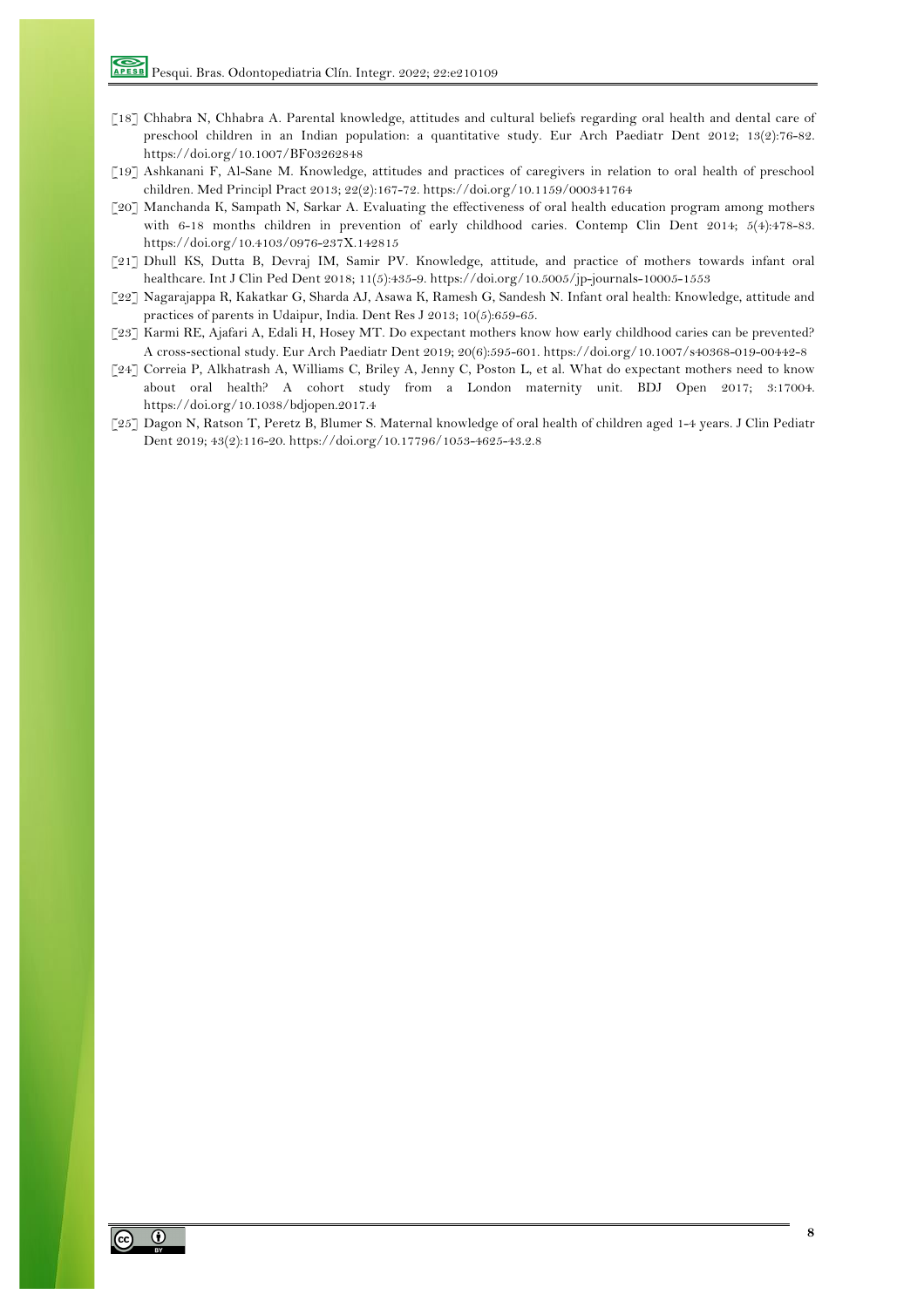[18] Chhabra N, Chhabra A. Parental knowledge, attitudes and cultural beliefs regarding oral health and dental care of preschool children in an Indian population: a quantitative study. Eur Arch Paediatr Dent 2012; 13(2):76-82. https://doi.org/10.1007/BF03262848

[19] Ashkanani F, Al-Sane M. Knowledge, attitudes and practices of caregivers in relation to oral health of preschool children. Med Principl Pract 2013; 22(2):167-72. https://doi.org/10.1159/000341764

[20] Manchanda K, Sampath N, Sarkar A. Evaluating the effectiveness of oral health education program among mothers with 6-18 months children in prevention of early childhood caries. Contemp Clin Dent 2014; 5(4):478-83. https://doi.org/10.4103/0976-237X.142815

[21] Dhull KS, Dutta B, Devraj IM, Samir PV. Knowledge, attitude, and practice of mothers towards infant oral healthcare. Int J Clin Ped Dent 2018; 11(5):435-9. https://doi.org/10.5005/jp-journals-10005-1553

[22] Nagarajappa R, Kakatkar G, Sharda AJ, Asawa K, Ramesh G, Sandesh N. Infant oral health: Knowledge, attitude and practices of parents in Udaipur, India. Dent Res J 2013; 10(5):659-65.

[23] Karmi RE, Ajafari A, Edali H, Hosey MT. Do expectant mothers know how early childhood caries can be prevented? A cross-sectional study. Eur Arch Paediatr Dent 2019; 20(6):595-601. https://doi.org/10.1007/s40368-019-00442-8

[24] Correia P, Alkhatrash A, Williams C, Briley A, Jenny C, Poston L, et al. What do expectant mothers need to know about oral health? A cohort study from a London maternity unit. BDJ Open 2017; 3:17004. https://doi.org/10.1038/bdjopen.2017.4

[25] Dagon N, Ratson T, Peretz B, Blumer S. Maternal knowledge of oral health of children aged 1-4 years. J Clin Pediatr Dent 2019; 43(2):116-20. https://doi.org/10.17796/1053-4625-43.2.8